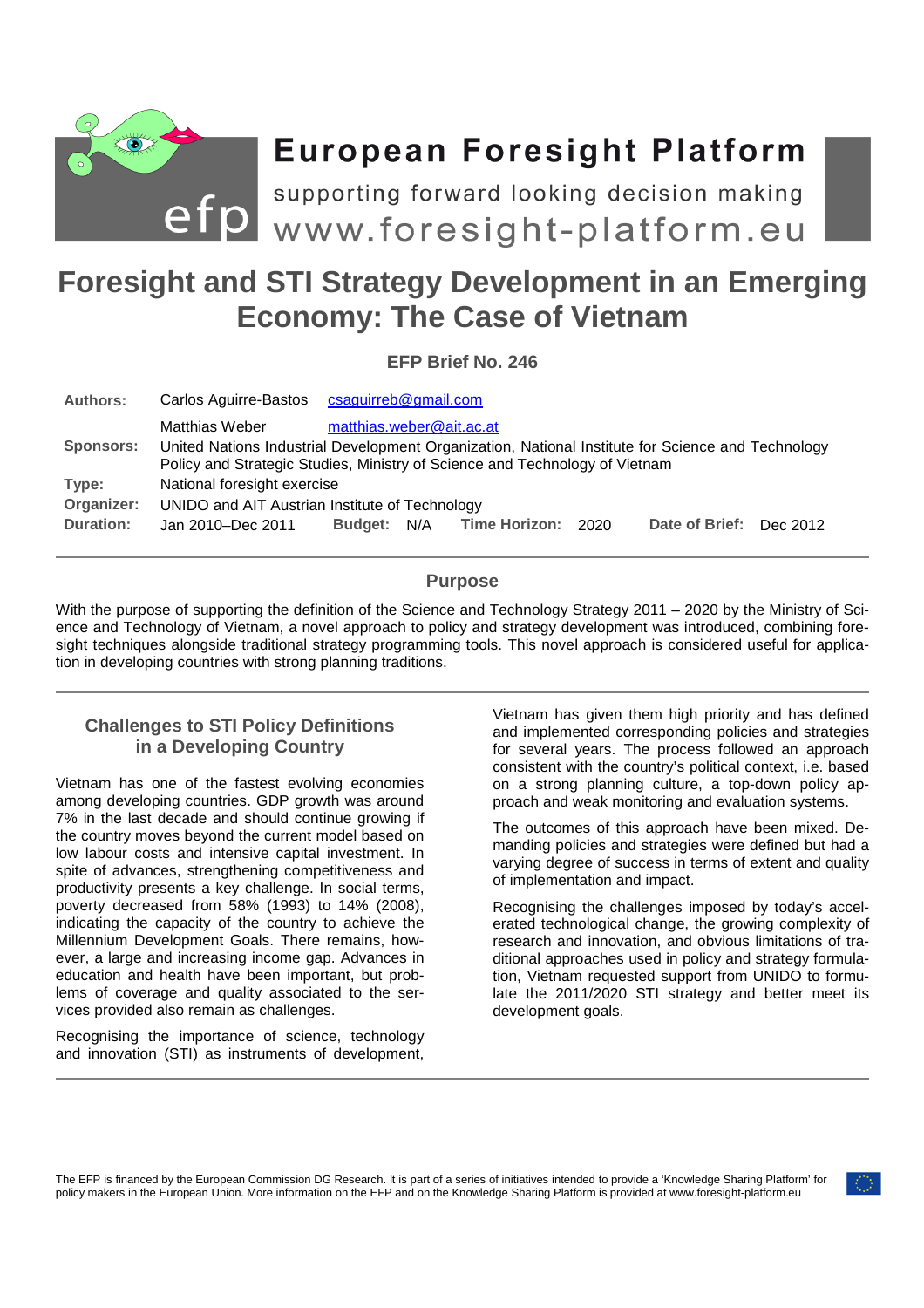# European Foresight Platform

supporting forward looking decision making

www.foresight-platform.eu

# Foresight and STI Strategy Development in an Emerging Economy: The Case of Vietnam

**EFP Brief No. 246**

**Authors:** Carlos Aguirre-Bastos csaguirreb@gmail.com
Matthias Weber matthias.weber@ait.ac.at

**Sponsors:** United Nations Industrial Development Organization, National Institute for Science and Technology Policy and Strategic Studies, Ministry of Science and Technology of Vietnam

**Type:** National foresight exercise

**Organizer:** UNIDO and AIT Austrian Institute of Technology

**Duration:** Jan 2010–Dec 2011 **Budget:** N/A **Time Horizon:** 2020 **Date of Brief:** Dec 2012

## Purpose

With the purpose of supporting the definition of the Science and Technology Strategy 2011 – 2020 by the Ministry of Science and Technology of Vietnam, a novel approach to policy and strategy development was introduced, combining foresight techniques alongside traditional strategy programming tools. This novel approach is considered useful for application in developing countries with strong planning traditions.

## Challenges to STI Policy Definitions in a Developing Country

Vietnam has one of the fastest evolving economies among developing countries. GDP growth was around 7% in the last decade and should continue growing if the country moves beyond the current model based on low labour costs and intensive capital investment. In spite of advances, strengthening competitiveness and productivity presents a key challenge. In social terms, poverty decreased from 58% (1993) to 14% (2008), indicating the capacity of the country to achieve the Millennium Development Goals. There remains, however, a large and increasing income gap. Advances in education and health have been important, but problems of coverage and quality associated to the services provided also remain as challenges.

Recognising the importance of science, technology and innovation (STI) as instruments of development, Vietnam has given them high priority and has defined and implemented corresponding policies and strategies for several years. The process followed an approach consistent with the country's political context, i.e. based on a strong planning culture, a top-down policy approach and weak monitoring and evaluation systems.

The outcomes of this approach have been mixed. Demanding policies and strategies were defined but had a varying degree of success in terms of extent and quality of implementation and impact.

Recognising the challenges imposed by today's accelerated technological change, the growing complexity of research and innovation, and obvious limitations of traditional approaches used in policy and strategy formulation, Vietnam requested support from UNIDO to formulate the 2011/2020 STI strategy and better meet its development goals.

The EFP is financed by the European Commission DG Research. It is part of a series of initiatives intended to provide a 'Knowledge Sharing Platform' for policy makers in the European Union. More information on the EFP and on the Knowledge Sharing Platform is provided at www.foresight-platform.eu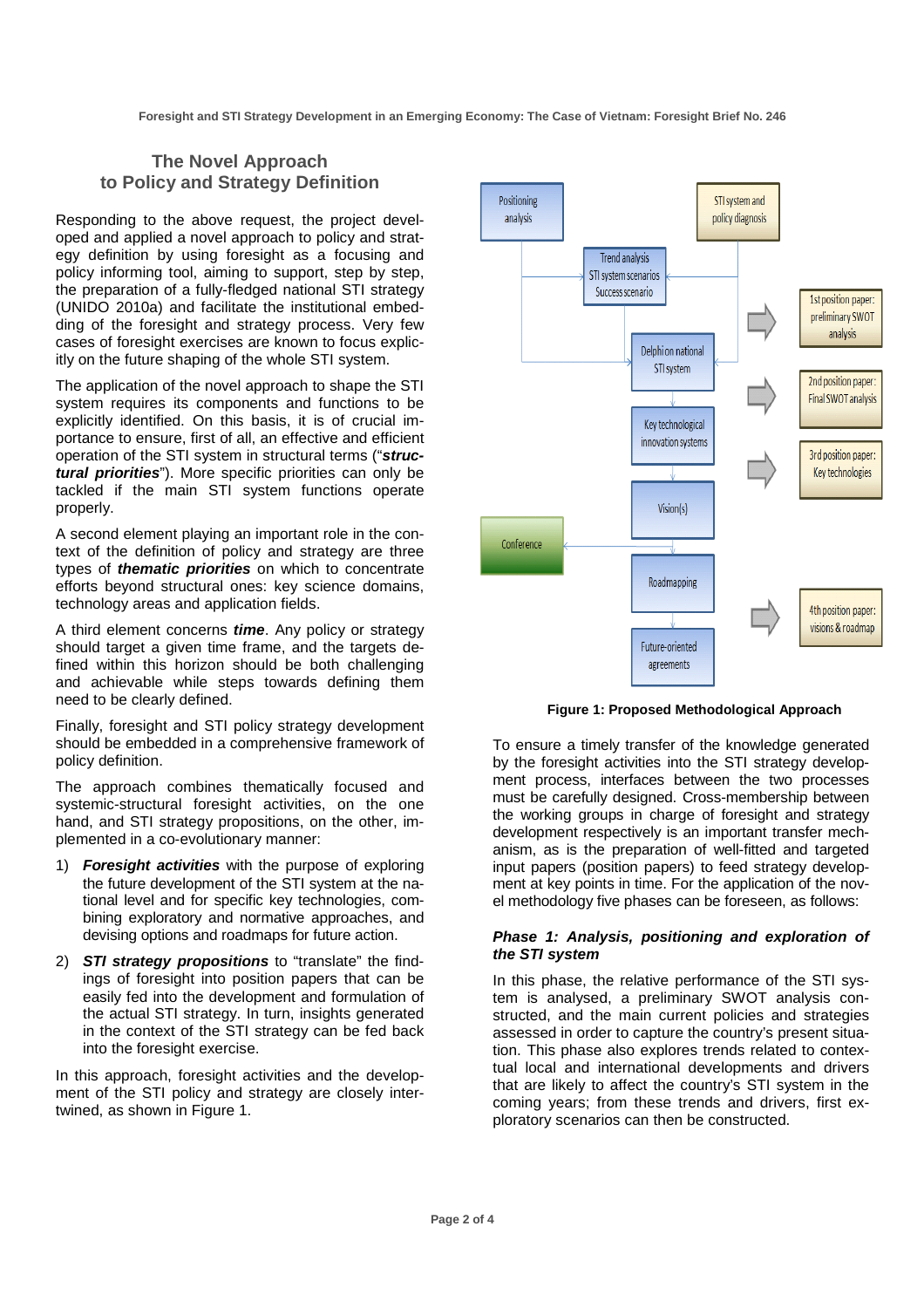## The Novel Approach to Policy and Strategy Definition

Responding to the above request, the project developed and applied a novel approach to policy and strategy definition by using foresight as a focusing and policy informing tool, aiming to support, step by step, the preparation of a fully-fledged national STI strategy (UNIDO 2010a) and facilitate the institutional embedding of the foresight and strategy process. Very few cases of foresight exercises are known to focus explicitly on the future shaping of the whole STI system.

The application of the novel approach to shape the STI system requires its components and functions to be explicitly identified. On this basis, it is of crucial importance to ensure, first of all, an effective and efficient operation of the STI system in structural terms ("***structural priorities***"). More specific priorities can only be tackled if the main STI system functions operate properly.

A second element playing an important role in the context of the definition of policy and strategy are three types of ***thematic priorities*** on which to concentrate efforts beyond structural ones: key science domains, technology areas and application fields.

A third element concerns ***time***. Any policy or strategy should target a given time frame, and the targets defined within this horizon should be both challenging and achievable while steps towards defining them need to be clearly defined.

Finally, foresight and STI policy strategy development should be embedded in a comprehensive framework of policy definition.

The approach combines thematically focused and systemic-structural foresight activities, on the one hand, and STI strategy propositions, on the other, implemented in a co-evolutionary manner:

1) ***Foresight activities*** with the purpose of exploring the future development of the STI system at the national level and for specific key technologies, combining exploratory and normative approaches, and devising options and roadmaps for future action.
2) ***STI strategy propositions*** to "translate" the findings of foresight into position papers that can be easily fed into the development and formulation of the actual STI strategy. In turn, insights generated in the context of the STI strategy can be fed back into the foresight exercise.

In this approach, foresight activities and the development of the STI policy and strategy are closely intertwined, as shown in Figure 1.

**Figure 1: Proposed Methodological Approach**

To ensure a timely transfer of the knowledge generated by the foresight activities into the STI strategy development process, interfaces between the two processes must be carefully designed. Cross-membership between the working groups in charge of foresight and strategy development respectively is an important transfer mechanism, as is the preparation of well-fitted and targeted input papers (position papers) to feed strategy development at key points in time. For the application of the novel methodology five phases can be foreseen, as follows:

#### *Phase 1: Analysis, positioning and exploration of the STI system*

In this phase, the relative performance of the STI system is analysed, a preliminary SWOT analysis constructed, and the main current policies and strategies assessed in order to capture the country's present situation. This phase also explores trends related to contextual local and international developments and drivers that are likely to affect the country's STI system in the coming years; from these trends and drivers, first exploratory scenarios can then be constructed.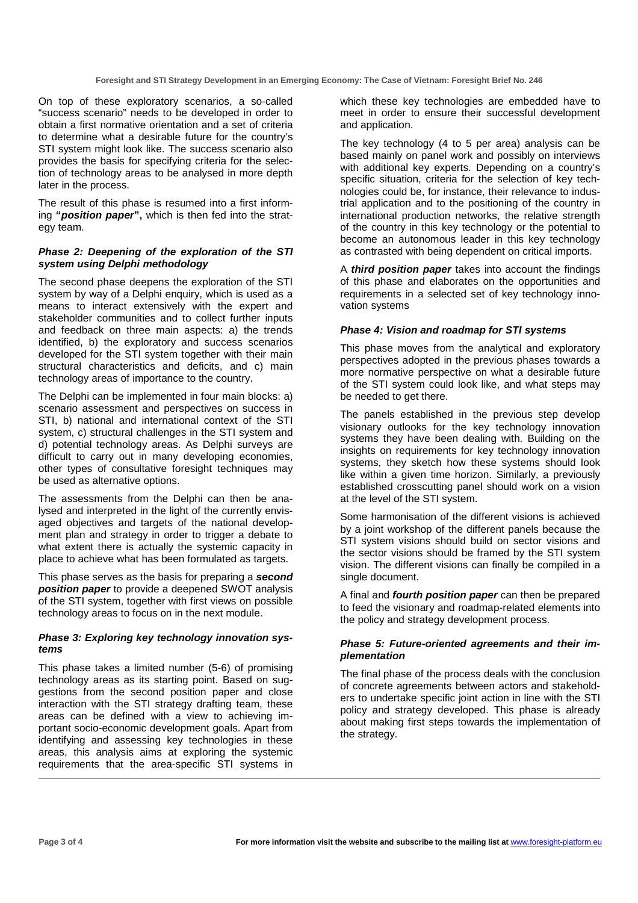On top of these exploratory scenarios, a so-called "success scenario" needs to be developed in order to obtain a first normative orientation and a set of criteria to determine what a desirable future for the country's STI system might look like. The success scenario also provides the basis for specifying criteria for the selection of technology areas to be analysed in more depth later in the process.

The result of this phase is resumed into a first informing **"*position paper*"**, which is then fed into the strategy team.

#### *Phase 2: Deepening of the exploration of the STI system using Delphi methodology*

The second phase deepens the exploration of the STI system by way of a Delphi enquiry, which is used as a means to interact extensively with the expert and stakeholder communities and to collect further inputs and feedback on three main aspects: a) the trends identified, b) the exploratory and success scenarios developed for the STI system together with their main structural characteristics and deficits, and c) main technology areas of importance to the country.

The Delphi can be implemented in four main blocks: a) scenario assessment and perspectives on success in STI, b) national and international context of the STI system, c) structural challenges in the STI system and d) potential technology areas. As Delphi surveys are difficult to carry out in many developing economies, other types of consultative foresight techniques may be used as alternative options.

The assessments from the Delphi can then be analysed and interpreted in the light of the currently envisaged objectives and targets of the national development plan and strategy in order to trigger a debate to what extent there is actually the systemic capacity in place to achieve what has been formulated as targets.

This phase serves as the basis for preparing a ***second position paper*** to provide a deepened SWOT analysis of the STI system, together with first views on possible technology areas to focus on in the next module.

#### *Phase 3: Exploring key technology innovation systems*

This phase takes a limited number (5-6) of promising technology areas as its starting point. Based on suggestions from the second position paper and close interaction with the STI strategy drafting team, these areas can be defined with a view to achieving important socio-economic development goals. Apart from identifying and assessing key technologies in these areas, this analysis aims at exploring the systemic requirements that the area-specific STI systems in which these key technologies are embedded have to meet in order to ensure their successful development and application.

The key technology (4 to 5 per area) analysis can be based mainly on panel work and possibly on interviews with additional key experts. Depending on a country's specific situation, criteria for the selection of key technologies could be, for instance, their relevance to industrial application and to the positioning of the country in international production networks, the relative strength of the country in this key technology or the potential to become an autonomous leader in this key technology as contrasted with being dependent on critical imports.

A ***third position paper*** takes into account the findings of this phase and elaborates on the opportunities and requirements in a selected set of key technology innovation systems

#### *Phase 4: Vision and roadmap for STI systems*

This phase moves from the analytical and exploratory perspectives adopted in the previous phases towards a more normative perspective on what a desirable future of the STI system could look like, and what steps may be needed to get there.

The panels established in the previous step develop visionary outlooks for the key technology innovation systems they have been dealing with. Building on the insights on requirements for key technology innovation systems, they sketch how these systems should look like within a given time horizon. Similarly, a previously established crosscutting panel should work on a vision at the level of the STI system.

Some harmonisation of the different visions is achieved by a joint workshop of the different panels because the STI system visions should build on sector visions and the sector visions should be framed by the STI system vision. The different visions can finally be compiled in a single document.

A final and ***fourth position paper*** can then be prepared to feed the visionary and roadmap-related elements into the policy and strategy development process.

#### *Phase 5: Future-oriented agreements and their implementation*

The final phase of the process deals with the conclusion of concrete agreements between actors and stakeholders to undertake specific joint action in line with the STI policy and strategy developed. This phase is already about making first steps towards the implementation of the strategy.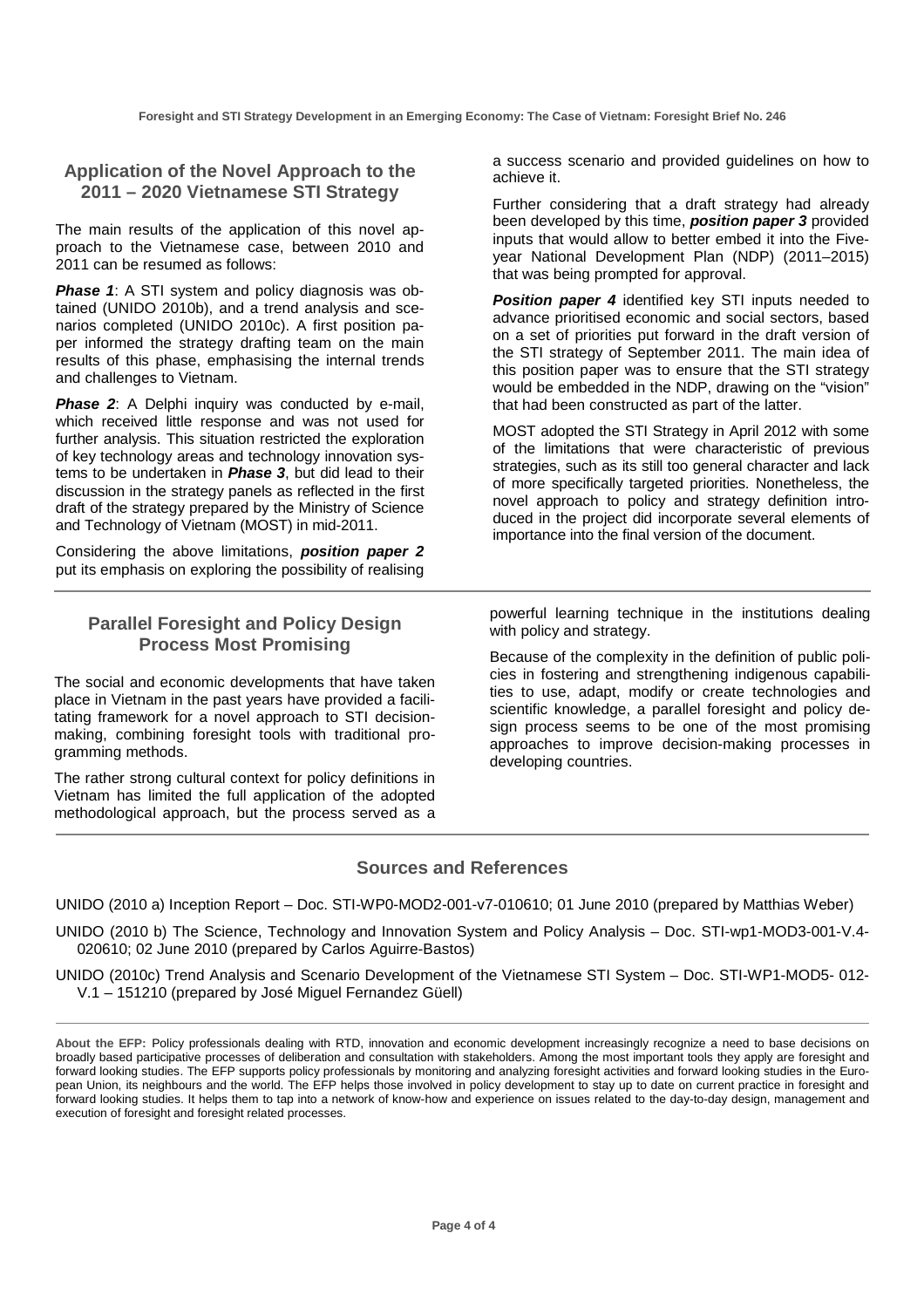## Application of the Novel Approach to the 2011 – 2020 Vietnamese STI Strategy

The main results of the application of this novel approach to the Vietnamese case, between 2010 and 2011 can be resumed as follows:

***Phase 1***: A STI system and policy diagnosis was obtained (UNIDO 2010b), and a trend analysis and scenarios completed (UNIDO 2010c). A first position paper informed the strategy drafting team on the main results of this phase, emphasising the internal trends and challenges to Vietnam.

***Phase 2***: A Delphi inquiry was conducted by e-mail, which received little response and was not used for further analysis. This situation restricted the exploration of key technology areas and technology innovation systems to be undertaken in ***Phase 3***, but did lead to their discussion in the strategy panels as reflected in the first draft of the strategy prepared by the Ministry of Science and Technology of Vietnam (MOST) in mid-2011.

Considering the above limitations, ***position paper 2*** put its emphasis on exploring the possibility of realising a success scenario and provided guidelines on how to achieve it.

Further considering that a draft strategy had already been developed by this time, ***position paper 3*** provided inputs that would allow to better embed it into the Five-year National Development Plan (NDP) (2011–2015) that was being prompted for approval.

***Position paper 4*** identified key STI inputs needed to advance prioritised economic and social sectors, based on a set of priorities put forward in the draft version of the STI strategy of September 2011. The main idea of this position paper was to ensure that the STI strategy would be embedded in the NDP, drawing on the "vision" that had been constructed as part of the latter.

MOST adopted the STI Strategy in April 2012 with some of the limitations that were characteristic of previous strategies, such as its still too general character and lack of more specifically targeted priorities. Nonetheless, the novel approach to policy and strategy definition introduced in the project did incorporate several elements of importance into the final version of the document.

## Parallel Foresight and Policy Design Process Most Promising

The social and economic developments that have taken place in Vietnam in the past years have provided a facilitating framework for a novel approach to STI decision-making, combining foresight tools with traditional programming methods.

The rather strong cultural context for policy definitions in Vietnam has limited the full application of the adopted methodological approach, but the process served as a powerful learning technique in the institutions dealing with policy and strategy.

Because of the complexity in the definition of public policies in fostering and strengthening indigenous capabilities to use, adapt, modify or create technologies and scientific knowledge, a parallel foresight and policy design process seems to be one of the most promising approaches to improve decision-making processes in developing countries.

## Sources and References

UNIDO (2010 a) Inception Report – Doc. STI-WP0-MOD2-001-v7-010610; 01 June 2010 (prepared by Matthias Weber)

UNIDO (2010 b) The Science, Technology and Innovation System and Policy Analysis – Doc. STI-wp1-MOD3-001-V.4-020610; 02 June 2010 (prepared by Carlos Aguirre-Bastos)

UNIDO (2010c) Trend Analysis and Scenario Development of the Vietnamese STI System – Doc. STI-WP1-MOD5- 012-V.1 – 151210 (prepared by José Miguel Fernandez Güell)

**About the EFP:** Policy professionals dealing with RTD, innovation and economic development increasingly recognize a need to base decisions on broadly based participative processes of deliberation and consultation with stakeholders. Among the most important tools they apply are foresight and forward looking studies. The EFP supports policy professionals by monitoring and analyzing foresight activities and forward looking studies in the European Union, its neighbours and the world. The EFP helps those involved in policy development to stay up to date on current practice in foresight and forward looking studies. It helps them to tap into a network of know-how and experience on issues related to the day-to-day design, management and execution of foresight and foresight related processes.